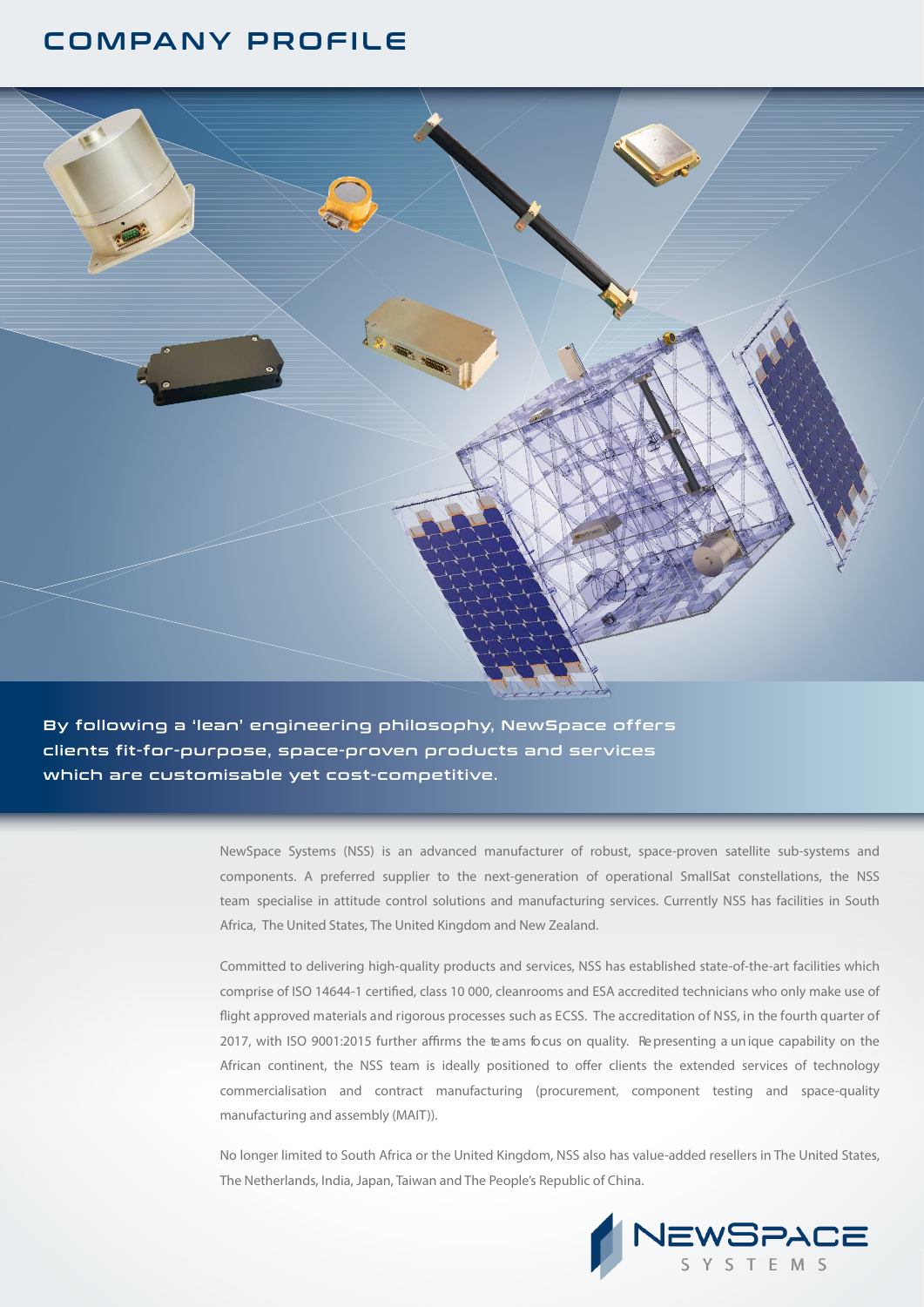# COMPANY PROFILE

**By following a 'lean' engineering philosophy, NewSpace offers clients fit-for-purpose, space-proven products and services which are customisable yet cost-competitive.**

NewSpace Systems (NSS) is an advanced manufacturer of robust, space-proven satellite sub-systems and components. A preferred supplier to the next-generation of operational SmallSat constellations, the NSS team specialise in attitude control solutions and manufacturing services. Currently NSS has facilities in South Africa, The United States, The United Kingdom and New Zealand.

Committed to delivering high-quality products and services, NSS has established state-of-the-art facilities which comprise of ISO 14644-1 certified, class 10 000, cleanrooms and ESA accredited technicians who only make use of flight approved materials and rigorous processes such as ECSS. The accreditation of NSS, in the fourth quarter of 2017, with ISO 9001:2015 further affirms the teams focus on quality. Representing a unique capability on the African continent, the NSS team is ideally positioned to offer clients the extended services of technology commercialisation and contract manufacturing (procurement, component testing and space-quality manufacturing and assembly (MAIT)).

No longer limited to South Africa or the United Kingdom, NSS also has value-added resellers in The United States, The Netherlands, India, Japan, Taiwan and The People's Republic of China.

NEWSPACE SYSTEMS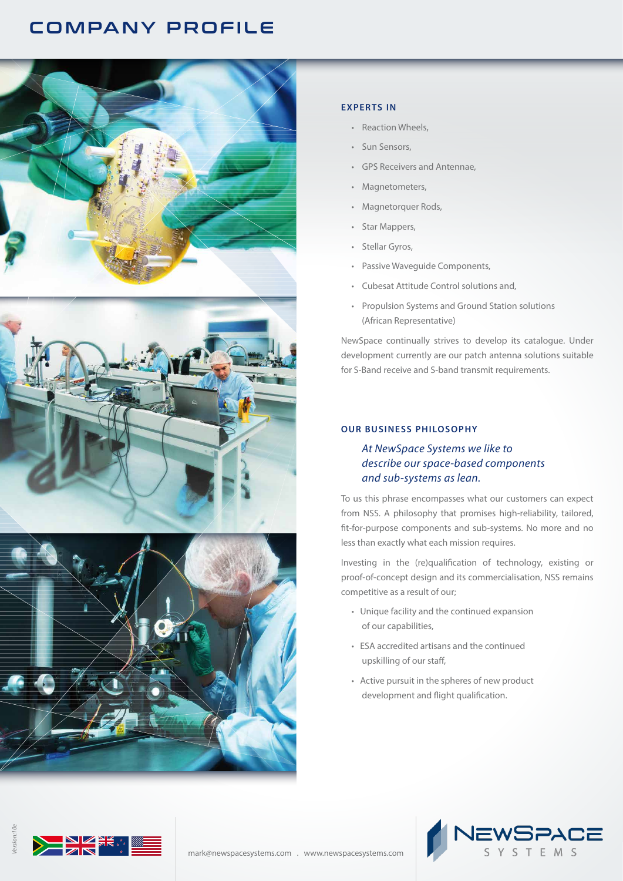# COMPANY PROFILE

## EXPERTS IN

- Reaction Wheels,
- Sun Sensors,
- GPS Receivers and Antennae,
- Magnetometers,
- Magnetorquer Rods,
- Star Mappers,
- Stellar Gyros,
- Passive Waveguide Components,
- Cubesat Attitude Control solutions and,
- Propulsion Systems and Ground Station solutions (African Representative)

NewSpace continually strives to develop its catalogue. Under development currently are our patch antenna solutions suitable for S-Band receive and S-band transmit requirements.

## OUR BUSINESS PHILOSOPHY

*At NewSpace Systems we like to describe our space-based components and sub-systems as lean.*

To us this phrase encompasses what our customers can expect from NSS. A philosophy that promises high-reliability, tailored, fit-for-purpose components and sub-systems. No more and no less than exactly what each mission requires.

Investing in the (re)qualification of technology, existing or proof-of-concept design and its commercialisation, NSS remains competitive as a result of our;

- Unique facility and the continued expansion of our capabilities,
- ESA accredited artisans and the continued upskilling of our staff,
- Active pursuit in the spheres of new product development and flight qualification.

mark@newspacesystems.com . www.newspacesystems.com

NEWSPACE SYSTEMS

Version: 1.0e